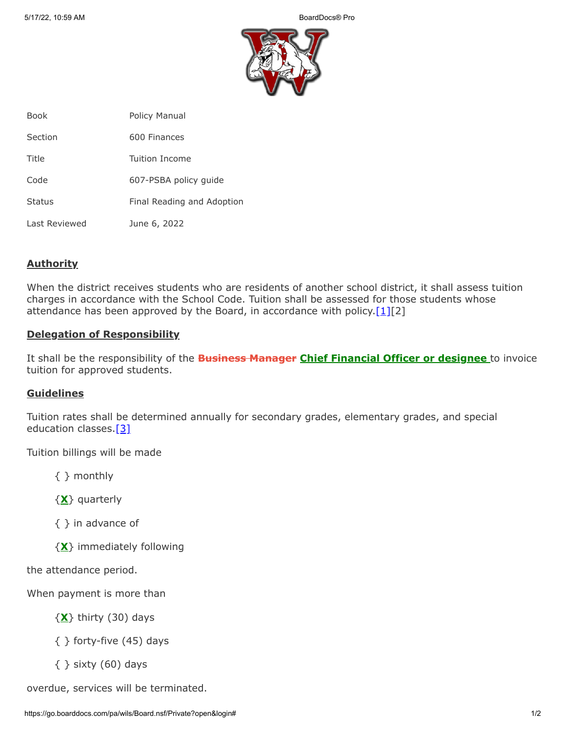| | |
|---|---|
| Book | Policy Manual |
| Section | 600 Finances |
| Title | Tuition Income |
| Code | 607-PSBA policy guide |
| Status | Final Reading and Adoption |
| Last Reviewed | June 6, 2022 |

## Authority

When the district receives students who are residents of another school district, it shall assess tuition charges in accordance with the School Code. Tuition shall be assessed for those students whose attendance has been approved by the Board, in accordance with policy.[1][2]

## Delegation of Responsibility

It shall be the responsibility of the ~~Business Manager~~ **Chief Financial Officer or designee** to invoice tuition for approved students.

## Guidelines

Tuition rates shall be determined annually for secondary grades, elementary grades, and special education classes.[3]

Tuition billings will be made

{ } monthly

{**X**} quarterly

{ } in advance of

{**X**} immediately following

the attendance period.

When payment is more than

{**X**} thirty (30) days

{ } forty-five (45) days

{ } sixty (60) days

overdue, services will be terminated.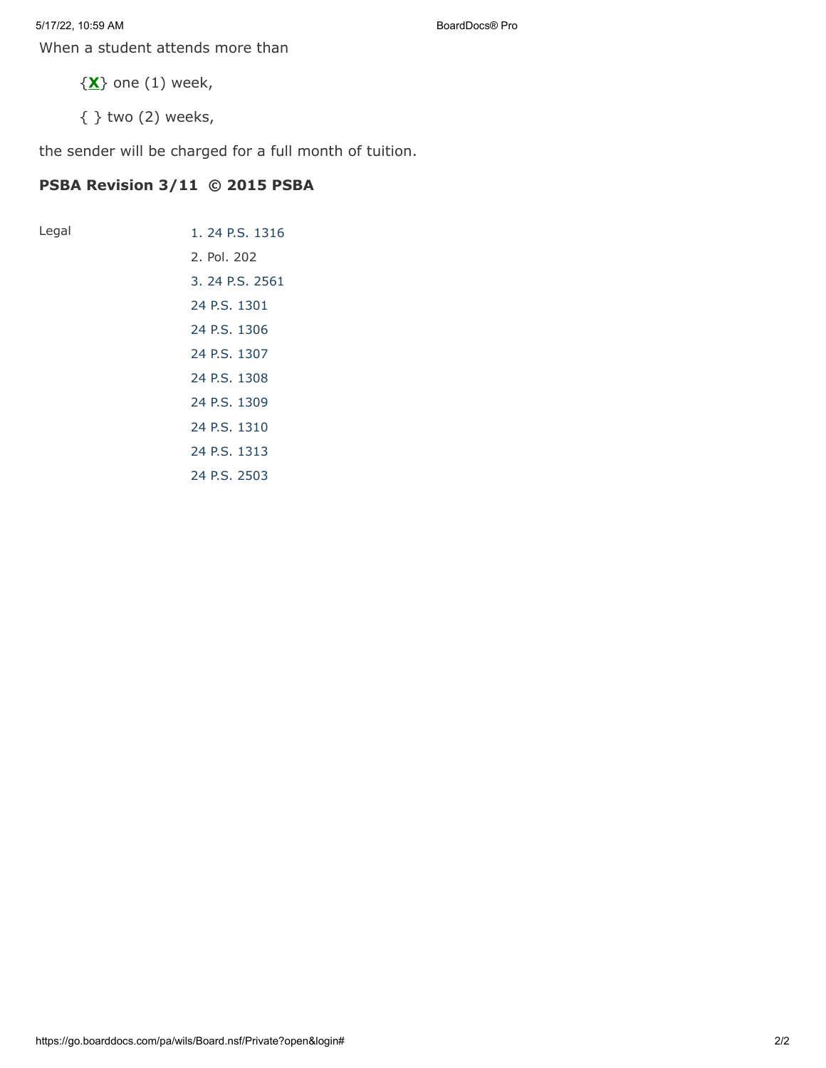When a student attends more than

{X} one (1) week,

{ } two (2) weeks,

the sender will be charged for a full month of tuition.

**PSBA Revision 3/11 © 2015 PSBA**

| | |
|---|---|
| Legal | 1. 24 P.S. 1316 |
| | 2. Pol. 202 |
| | 3. 24 P.S. 2561 |
| | 24 P.S. 1301 |
| | 24 P.S. 1306 |
| | 24 P.S. 1307 |
| | 24 P.S. 1308 |
| | 24 P.S. 1309 |
| | 24 P.S. 1310 |
| | 24 P.S. 1313 |
| | 24 P.S. 2503 |